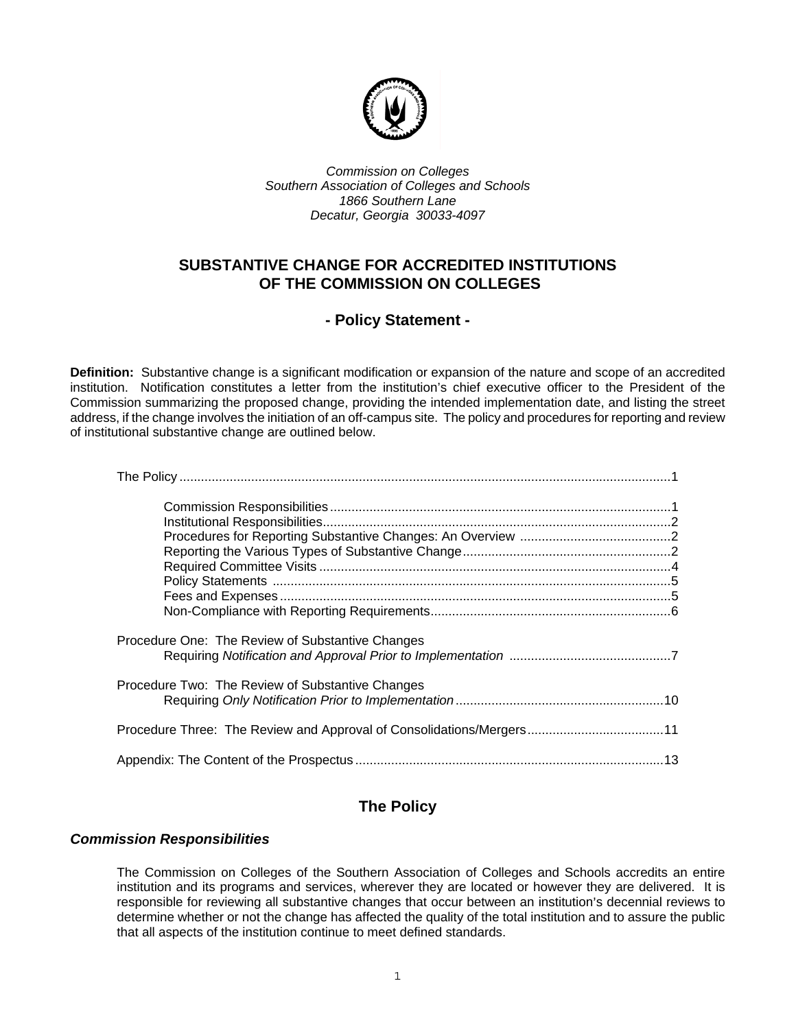*Commission on Colleges*
*Southern Association of Colleges and Schools*
*1866 Southern Lane*
*Decatur, Georgia 30033-4097*

# SUBSTANTIVE CHANGE FOR ACCREDITED INSTITUTIONS OF THE COMMISSION ON COLLEGES

## - Policy Statement -

**Definition:** Substantive change is a significant modification or expansion of the nature and scope of an accredited institution. Notification constitutes a letter from the institution's chief executive officer to the President of the Commission summarizing the proposed change, providing the intended implementation date, and listing the street address, if the change involves the initiation of an off-campus site. The policy and procedures for reporting and review of institutional substantive change are outlined below.

The Policy ........................................................................................................................1

- Commission Responsibilities ..............................................................................................1
- Institutional Responsibilities.................................................................................................2
- Procedures for Reporting Substantive Changes: An Overview ..........................................2
- Reporting the Various Types of Substantive Change..........................................................2
- Required Committee Visits .................................................................................................4
- Policy Statements ..............................................................................................................5
- Fees and Expenses ............................................................................................................5
- Non-Compliance with Reporting Requirements..................................................................6

Procedure One: The Review of Substantive Changes
Requiring *Notification and Approval Prior to Implementation* ............................................7

Procedure Two: The Review of Substantive Changes
Requiring *Only Notification Prior to Implementation* ..........................................................10

Procedure Three: The Review and Approval of Consolidations/Mergers......................................11

Appendix: The Content of the Prospectus .....................................................................................13

## The Policy

### *Commission Responsibilities*

The Commission on Colleges of the Southern Association of Colleges and Schools accredits an entire institution and its programs and services, wherever they are located or however they are delivered. It is responsible for reviewing all substantive changes that occur between an institution's decennial reviews to determine whether or not the change has affected the quality of the total institution and to assure the public that all aspects of the institution continue to meet defined standards.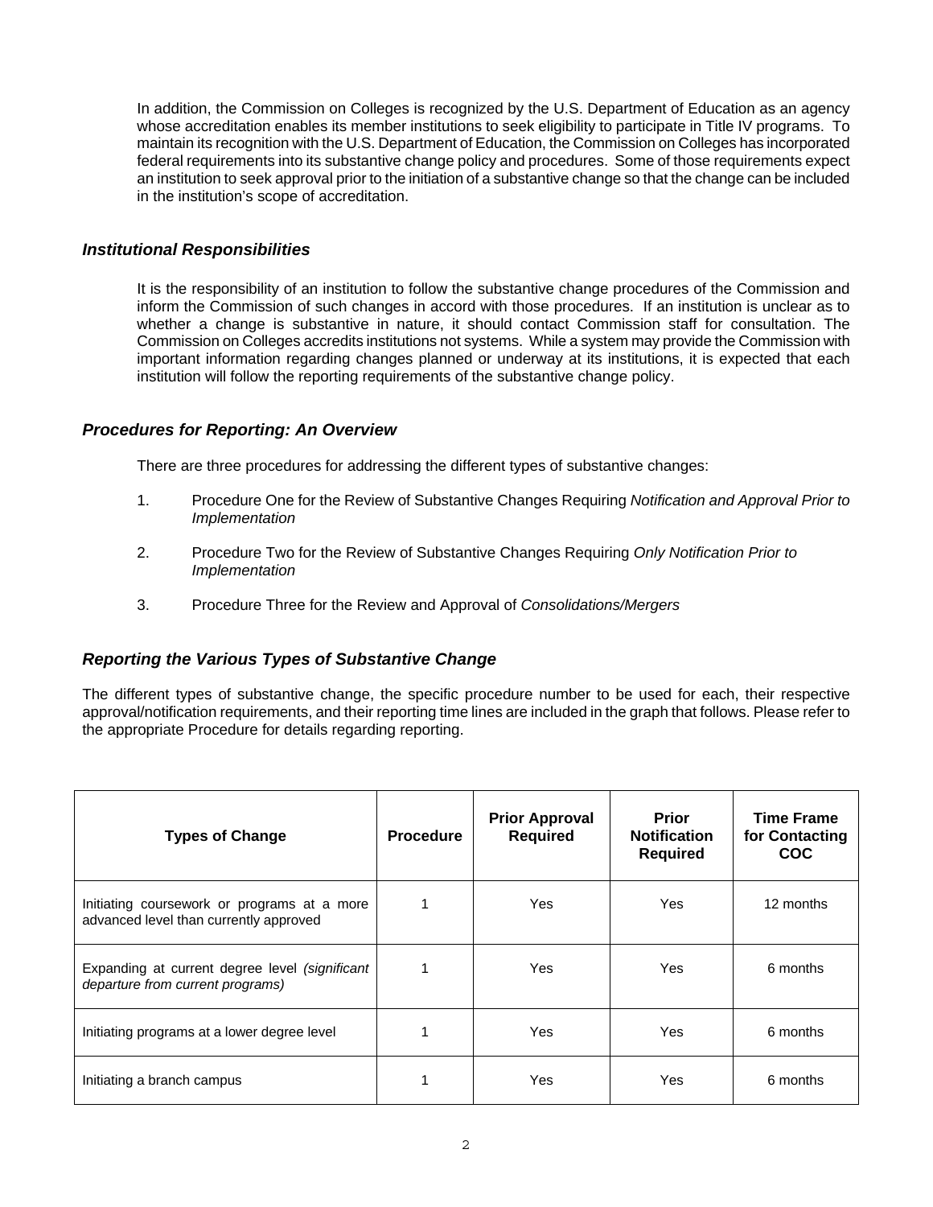In addition, the Commission on Colleges is recognized by the U.S. Department of Education as an agency whose accreditation enables its member institutions to seek eligibility to participate in Title IV programs. To maintain its recognition with the U.S. Department of Education, the Commission on Colleges has incorporated federal requirements into its substantive change policy and procedures. Some of those requirements expect an institution to seek approval prior to the initiation of a substantive change so that the change can be included in the institution's scope of accreditation.

### *Institutional Responsibilities*

It is the responsibility of an institution to follow the substantive change procedures of the Commission and inform the Commission of such changes in accord with those procedures. If an institution is unclear as to whether a change is substantive in nature, it should contact Commission staff for consultation. The Commission on Colleges accredits institutions not systems. While a system may provide the Commission with important information regarding changes planned or underway at its institutions, it is expected that each institution will follow the reporting requirements of the substantive change policy.

### *Procedures for Reporting: An Overview*

There are three procedures for addressing the different types of substantive changes:

1. Procedure One for the Review of Substantive Changes Requiring *Notification and Approval Prior to Implementation*

2. Procedure Two for the Review of Substantive Changes Requiring *Only Notification Prior to Implementation*

3. Procedure Three for the Review and Approval of *Consolidations/Mergers*

### *Reporting the Various Types of Substantive Change*

The different types of substantive change, the specific procedure number to be used for each, their respective approval/notification requirements, and their reporting time lines are included in the graph that follows. Please refer to the appropriate Procedure for details regarding reporting.

| **Types of Change** | **Procedure** | **Prior Approval Required** | **Prior Notification Required** | **Time Frame for Contacting COC** |
|---|---|---|---|---|
| Initiating coursework or programs at a more advanced level than currently approved | 1 | Yes | Yes | 12 months |
| Expanding at current degree level *(significant departure from current programs)* | 1 | Yes | Yes | 6 months |
| Initiating programs at a lower degree level | 1 | Yes | Yes | 6 months |
| Initiating a branch campus | 1 | Yes | Yes | 6 months |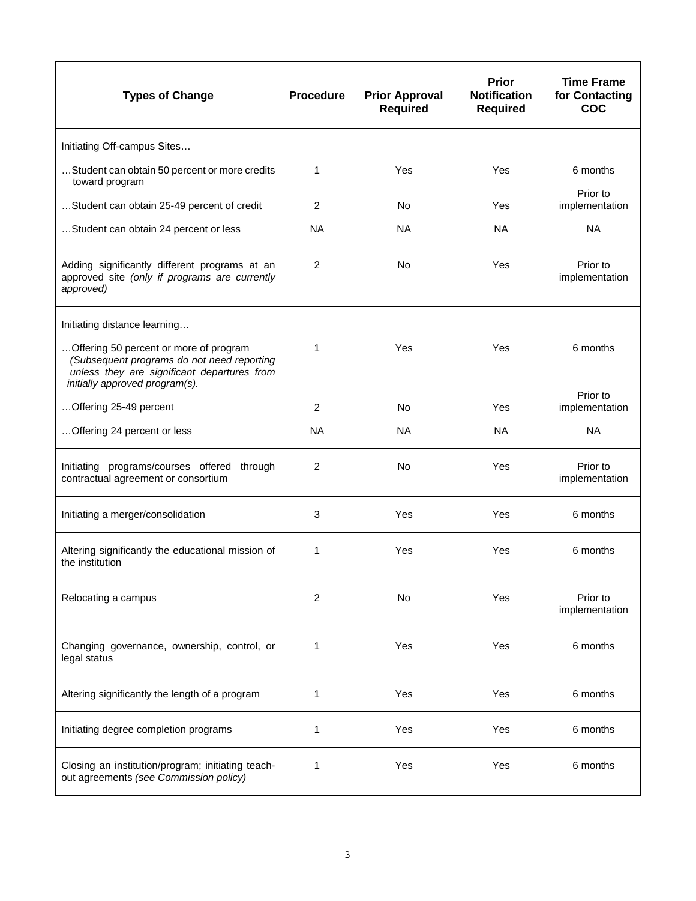| Types of Change | Procedure | Prior Approval Required | Prior Notification Required | Time Frame for Contacting COC |
|---|---|---|---|---|
| Initiating Off-campus Sites… | | | | |
| …Student can obtain 50 percent or more credits toward program | 1 | Yes | Yes | 6 months |
| …Student can obtain 25-49 percent of credit | 2 | No | Yes | Prior to implementation |
| …Student can obtain 24 percent or less | NA | NA | NA | NA |
| Adding significantly different programs at an approved site *(only if programs are currently approved)* | 2 | No | Yes | Prior to implementation |
| Initiating distance learning… | | | | |
| …Offering 50 percent or more of program *(Subsequent programs do not need reporting unless they are significant departures from initially approved program(s).* | 1 | Yes | Yes | 6 months |
| …Offering 25-49 percent | 2 | No | Yes | Prior to implementation |
| …Offering 24 percent or less | NA | NA | NA | NA |
| Initiating programs/courses offered through contractual agreement or consortium | 2 | No | Yes | Prior to implementation |
| Initiating a merger/consolidation | 3 | Yes | Yes | 6 months |
| Altering significantly the educational mission of the institution | 1 | Yes | Yes | 6 months |
| Relocating a campus | 2 | No | Yes | Prior to implementation |
| Changing governance, ownership, control, or legal status | 1 | Yes | Yes | 6 months |
| Altering significantly the length of a program | 1 | Yes | Yes | 6 months |
| Initiating degree completion programs | 1 | Yes | Yes | 6 months |
| Closing an institution/program; initiating teach-out agreements *(see Commission policy)* | 1 | Yes | Yes | 6 months |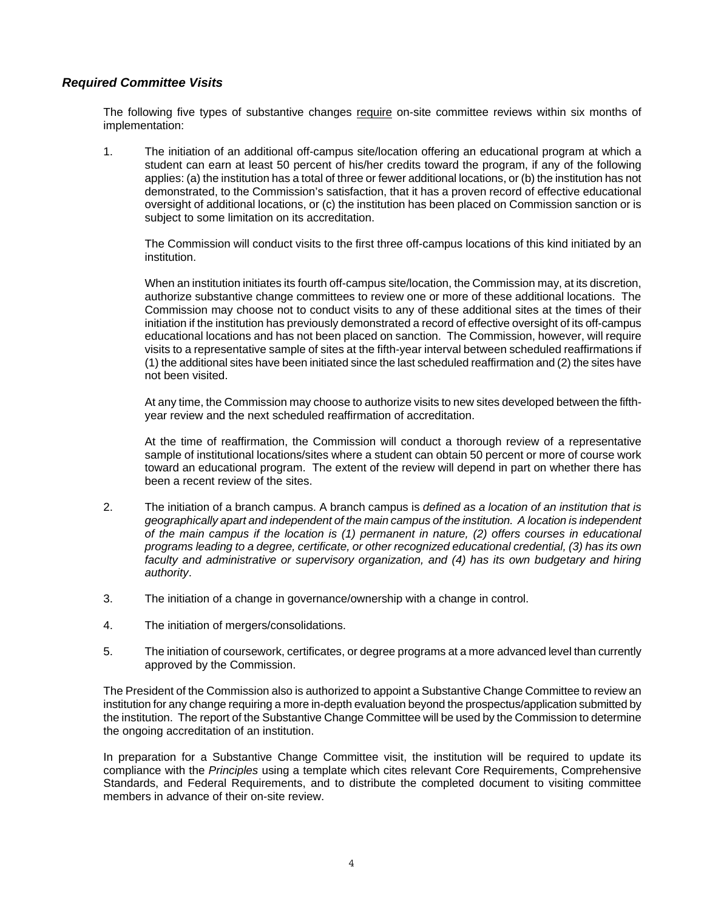### *Required Committee Visits*

The following five types of substantive changes require on-site committee reviews within six months of implementation:

1. The initiation of an additional off-campus site/location offering an educational program at which a student can earn at least 50 percent of his/her credits toward the program, if any of the following applies: (a) the institution has a total of three or fewer additional locations, or (b) the institution has not demonstrated, to the Commission's satisfaction, that it has a proven record of effective educational oversight of additional locations, or (c) the institution has been placed on Commission sanction or is subject to some limitation on its accreditation.

   The Commission will conduct visits to the first three off-campus locations of this kind initiated by an institution.

   When an institution initiates its fourth off-campus site/location, the Commission may, at its discretion, authorize substantive change committees to review one or more of these additional locations. The Commission may choose not to conduct visits to any of these additional sites at the times of their initiation if the institution has previously demonstrated a record of effective oversight of its off-campus educational locations and has not been placed on sanction. The Commission, however, will require visits to a representative sample of sites at the fifth-year interval between scheduled reaffirmations if (1) the additional sites have been initiated since the last scheduled reaffirmation and (2) the sites have not been visited.

   At any time, the Commission may choose to authorize visits to new sites developed between the fifth-year review and the next scheduled reaffirmation of accreditation.

   At the time of reaffirmation, the Commission will conduct a thorough review of a representative sample of institutional locations/sites where a student can obtain 50 percent or more of course work toward an educational program. The extent of the review will depend in part on whether there has been a recent review of the sites.

2. The initiation of a branch campus. A branch campus is *defined as a location of an institution that is geographically apart and independent of the main campus of the institution. A location is independent of the main campus if the location is (1) permanent in nature, (2) offers courses in educational programs leading to a degree, certificate, or other recognized educational credential, (3) has its own faculty and administrative or supervisory organization, and (4) has its own budgetary and hiring authority*.

3. The initiation of a change in governance/ownership with a change in control.

4. The initiation of mergers/consolidations.

5. The initiation of coursework, certificates, or degree programs at a more advanced level than currently approved by the Commission.

The President of the Commission also is authorized to appoint a Substantive Change Committee to review an institution for any change requiring a more in-depth evaluation beyond the prospectus/application submitted by the institution. The report of the Substantive Change Committee will be used by the Commission to determine the ongoing accreditation of an institution.

In preparation for a Substantive Change Committee visit, the institution will be required to update its compliance with the *Principles* using a template which cites relevant Core Requirements, Comprehensive Standards, and Federal Requirements, and to distribute the completed document to visiting committee members in advance of their on-site review.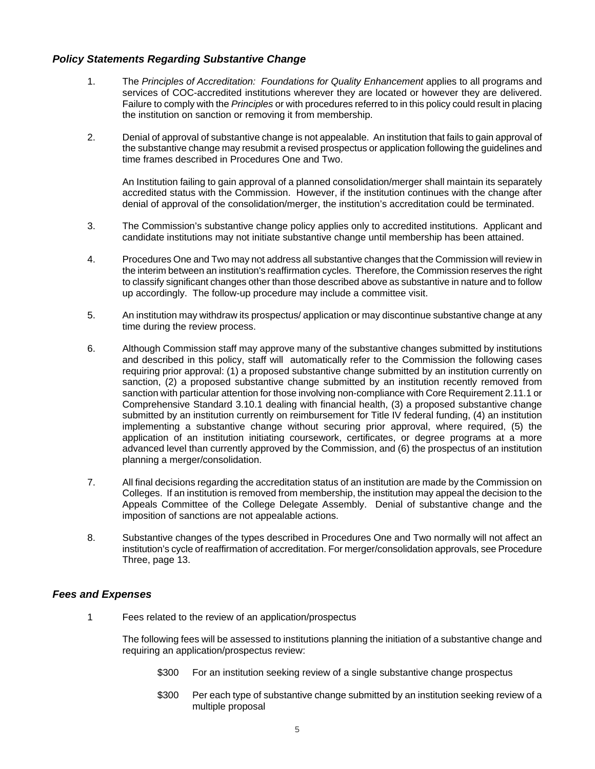### *Policy Statements Regarding Substantive Change*

1. The *Principles of Accreditation: Foundations for Quality Enhancement* applies to all programs and services of COC-accredited institutions wherever they are located or however they are delivered. Failure to comply with the *Principles* or with procedures referred to in this policy could result in placing the institution on sanction or removing it from membership.

2. Denial of approval of substantive change is not appealable. An institution that fails to gain approval of the substantive change may resubmit a revised prospectus or application following the guidelines and time frames described in Procedures One and Two.

   An Institution failing to gain approval of a planned consolidation/merger shall maintain its separately accredited status with the Commission. However, if the institution continues with the change after denial of approval of the consolidation/merger, the institution's accreditation could be terminated.

3. The Commission's substantive change policy applies only to accredited institutions. Applicant and candidate institutions may not initiate substantive change until membership has been attained.

4. Procedures One and Two may not address all substantive changes that the Commission will review in the interim between an institution's reaffirmation cycles. Therefore, the Commission reserves the right to classify significant changes other than those described above as substantive in nature and to follow up accordingly. The follow-up procedure may include a committee visit.

5. An institution may withdraw its prospectus/ application or may discontinue substantive change at any time during the review process.

6. Although Commission staff may approve many of the substantive changes submitted by institutions and described in this policy, staff will automatically refer to the Commission the following cases requiring prior approval: (1) a proposed substantive change submitted by an institution currently on sanction, (2) a proposed substantive change submitted by an institution recently removed from sanction with particular attention for those involving non-compliance with Core Requirement 2.11.1 or Comprehensive Standard 3.10.1 dealing with financial health, (3) a proposed substantive change submitted by an institution currently on reimbursement for Title IV federal funding, (4) an institution implementing a substantive change without securing prior approval, where required, (5) the application of an institution initiating coursework, certificates, or degree programs at a more advanced level than currently approved by the Commission, and (6) the prospectus of an institution planning a merger/consolidation.

7. All final decisions regarding the accreditation status of an institution are made by the Commission on Colleges. If an institution is removed from membership, the institution may appeal the decision to the Appeals Committee of the College Delegate Assembly. Denial of substantive change and the imposition of sanctions are not appealable actions.

8. Substantive changes of the types described in Procedures One and Two normally will not affect an institution's cycle of reaffirmation of accreditation. For merger/consolidation approvals, see Procedure Three, page 13.

### *Fees and Expenses*

1 Fees related to the review of an application/prospectus

   The following fees will be assessed to institutions planning the initiation of a substantive change and requiring an application/prospectus review:

   - $300 For an institution seeking review of a single substantive change prospectus

   - $300 Per each type of substantive change submitted by an institution seeking review of a multiple proposal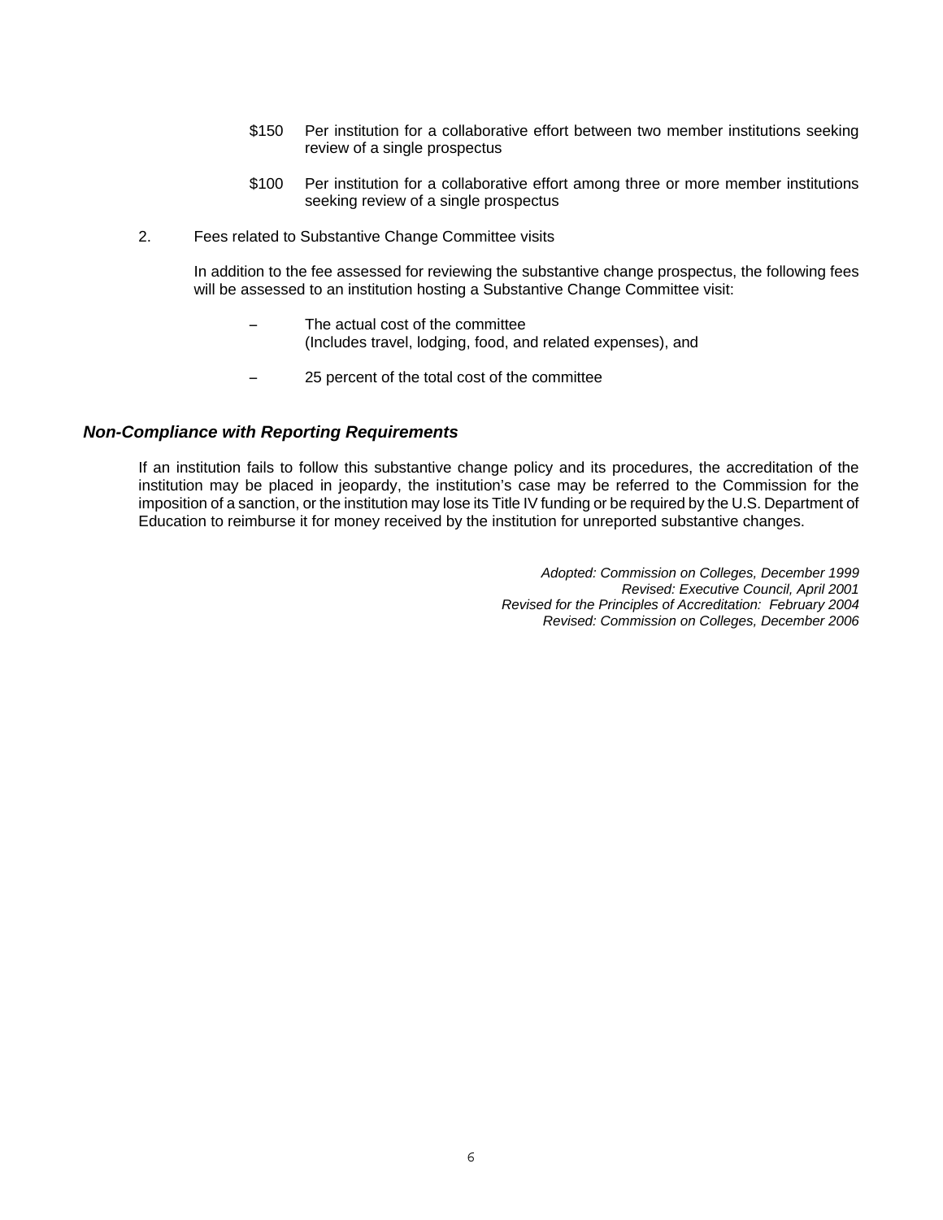- $150 Per institution for a collaborative effort between two member institutions seeking review of a single prospectus

- $100 Per institution for a collaborative effort among three or more member institutions seeking review of a single prospectus

2. Fees related to Substantive Change Committee visits

   In addition to the fee assessed for reviewing the substantive change prospectus, the following fees will be assessed to an institution hosting a Substantive Change Committee visit:

   – The actual cost of the committee (Includes travel, lodging, food, and related expenses), and

   – 25 percent of the total cost of the committee

### ***Non-Compliance with Reporting Requirements***

If an institution fails to follow this substantive change policy and its procedures, the accreditation of the institution may be placed in jeopardy, the institution's case may be referred to the Commission for the imposition of a sanction, or the institution may lose its Title IV funding or be required by the U.S. Department of Education to reimburse it for money received by the institution for unreported substantive changes.

*Adopted: Commission on Colleges, December 1999*
*Revised: Executive Council, April 2001*
*Revised for the Principles of Accreditation: February 2004*
*Revised: Commission on Colleges, December 2006*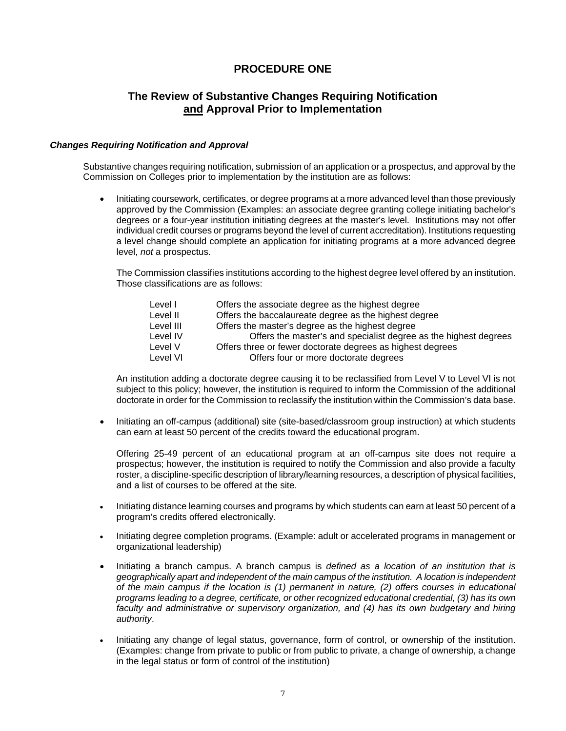# PROCEDURE ONE

## The Review of Substantive Changes Requiring Notification <u>and</u> Approval Prior to Implementation

### *Changes Requiring Notification and Approval*

Substantive changes requiring notification, submission of an application or a prospectus, and approval by the Commission on Colleges prior to implementation by the institution are as follows:

- Initiating coursework, certificates, or degree programs at a more advanced level than those previously approved by the Commission (Examples: an associate degree granting college initiating bachelor's degrees or a four-year institution initiating degrees at the master's level. Institutions may not offer individual credit courses or programs beyond the level of current accreditation). Institutions requesting a level change should complete an application for initiating programs at a more advanced degree level, *not* a prospectus.

  The Commission classifies institutions according to the highest degree level offered by an institution. Those classifications are as follows:

  | | |
  |---|---|
  | Level I | Offers the associate degree as the highest degree |
  | Level II | Offers the baccalaureate degree as the highest degree |
  | Level III | Offers the master's degree as the highest degree |
  | Level IV | Offers the master's and specialist degree as the highest degrees |
  | Level V | Offers three or fewer doctorate degrees as highest degrees |
  | Level VI | Offers four or more doctorate degrees |

  An institution adding a doctorate degree causing it to be reclassified from Level V to Level VI is not subject to this policy; however, the institution is required to inform the Commission of the additional doctorate in order for the Commission to reclassify the institution within the Commission's data base.

- Initiating an off-campus (additional) site (site-based/classroom group instruction) at which students can earn at least 50 percent of the credits toward the educational program.

  Offering 25-49 percent of an educational program at an off-campus site does not require a prospectus; however, the institution is required to notify the Commission and also provide a faculty roster, a discipline-specific description of library/learning resources, a description of physical facilities, and a list of courses to be offered at the site.

- Initiating distance learning courses and programs by which students can earn at least 50 percent of a program's credits offered electronically.

- Initiating degree completion programs. (Example: adult or accelerated programs in management or organizational leadership)

- Initiating a branch campus. A branch campus is *defined as a location of an institution that is geographically apart and independent of the main campus of the institution. A location is independent of the main campus if the location is (1) permanent in nature, (2) offers courses in educational programs leading to a degree, certificate, or other recognized educational credential, (3) has its own faculty and administrative or supervisory organization, and (4) has its own budgetary and hiring authority*.

- Initiating any change of legal status, governance, form of control, or ownership of the institution. (Examples: change from private to public or from public to private, a change of ownership, a change in the legal status or form of control of the institution)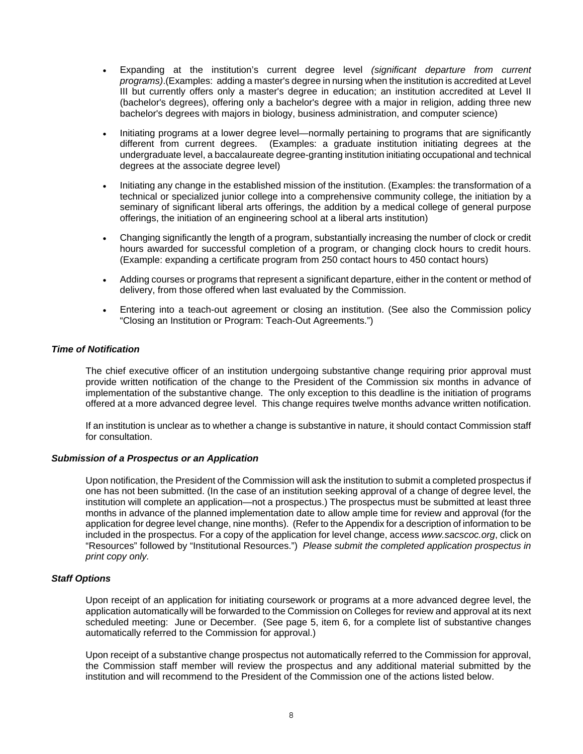- Expanding at the institution's current degree level *(significant departure from current programs)*.(Examples: adding a master's degree in nursing when the institution is accredited at Level III but currently offers only a master's degree in education; an institution accredited at Level II (bachelor's degrees), offering only a bachelor's degree with a major in religion, adding three new bachelor's degrees with majors in biology, business administration, and computer science)

- Initiating programs at a lower degree level—normally pertaining to programs that are significantly different from current degrees. (Examples: a graduate institution initiating degrees at the undergraduate level, a baccalaureate degree-granting institution initiating occupational and technical degrees at the associate degree level)

- Initiating any change in the established mission of the institution. (Examples: the transformation of a technical or specialized junior college into a comprehensive community college, the initiation by a seminary of significant liberal arts offerings, the addition by a medical college of general purpose offerings, the initiation of an engineering school at a liberal arts institution)

- Changing significantly the length of a program, substantially increasing the number of clock or credit hours awarded for successful completion of a program, or changing clock hours to credit hours. (Example: expanding a certificate program from 250 contact hours to 450 contact hours)

- Adding courses or programs that represent a significant departure, either in the content or method of delivery, from those offered when last evaluated by the Commission.

- Entering into a teach-out agreement or closing an institution. (See also the Commission policy "Closing an Institution or Program: Teach-Out Agreements.")

***Time of Notification***

The chief executive officer of an institution undergoing substantive change requiring prior approval must provide written notification of the change to the President of the Commission six months in advance of implementation of the substantive change. The only exception to this deadline is the initiation of programs offered at a more advanced degree level. This change requires twelve months advance written notification.

If an institution is unclear as to whether a change is substantive in nature, it should contact Commission staff for consultation.

***Submission of a Prospectus or an Application***

Upon notification, the President of the Commission will ask the institution to submit a completed prospectus if one has not been submitted. (In the case of an institution seeking approval of a change of degree level, the institution will complete an application—not a prospectus.) The prospectus must be submitted at least three months in advance of the planned implementation date to allow ample time for review and approval (for the application for degree level change, nine months). (Refer to the Appendix for a description of information to be included in the prospectus. For a copy of the application for level change, access *www.sacscoc.org*, click on "Resources" followed by "Institutional Resources.") *Please submit the completed application prospectus in print copy only.*

***Staff Options***

Upon receipt of an application for initiating coursework or programs at a more advanced degree level, the application automatically will be forwarded to the Commission on Colleges for review and approval at its next scheduled meeting: June or December. (See page 5, item 6, for a complete list of substantive changes automatically referred to the Commission for approval.)

Upon receipt of a substantive change prospectus not automatically referred to the Commission for approval, the Commission staff member will review the prospectus and any additional material submitted by the institution and will recommend to the President of the Commission one of the actions listed below.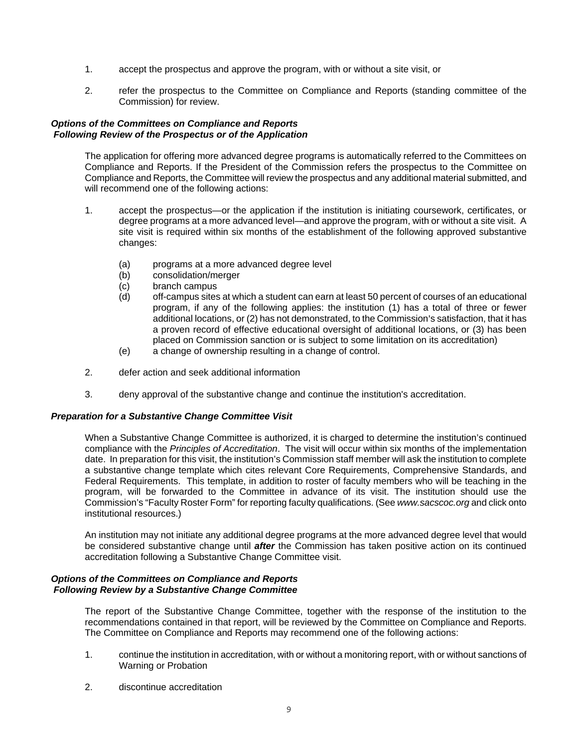1. accept the prospectus and approve the program, with or without a site visit, or

2. refer the prospectus to the Committee on Compliance and Reports (standing committee of the Commission) for review.

***Options of the Committees on Compliance and Reports Following Review of the Prospectus or of the Application***

The application for offering more advanced degree programs is automatically referred to the Committees on Compliance and Reports. If the President of the Commission refers the prospectus to the Committee on Compliance and Reports, the Committee will review the prospectus and any additional material submitted, and will recommend one of the following actions:

1. accept the prospectus—or the application if the institution is initiating coursework, certificates, or degree programs at a more advanced level—and approve the program, with or without a site visit. A site visit is required within six months of the establishment of the following approved substantive changes:

   (a) programs at a more advanced degree level
   (b) consolidation/merger
   (c) branch campus
   (d) off-campus sites at which a student can earn at least 50 percent of courses of an educational program, if any of the following applies: the institution (1) has a total of three or fewer additional locations, or (2) has not demonstrated, to the Commission's satisfaction, that it has a proven record of effective educational oversight of additional locations, or (3) has been placed on Commission sanction or is subject to some limitation on its accreditation)
   (e) a change of ownership resulting in a change of control.

2. defer action and seek additional information

3. deny approval of the substantive change and continue the institution's accreditation.

***Preparation for a Substantive Change Committee Visit***

When a Substantive Change Committee is authorized, it is charged to determine the institution's continued compliance with the *Principles of Accreditation*. The visit will occur within six months of the implementation date. In preparation for this visit, the institution's Commission staff member will ask the institution to complete a substantive change template which cites relevant Core Requirements, Comprehensive Standards, and Federal Requirements. This template, in addition to roster of faculty members who will be teaching in the program, will be forwarded to the Committee in advance of its visit. The institution should use the Commission's "Faculty Roster Form" for reporting faculty qualifications. (See *www.sacscoc.org* and click onto institutional resources.)

An institution may not initiate any additional degree programs at the more advanced degree level that would be considered substantive change until ***after*** the Commission has taken positive action on its continued accreditation following a Substantive Change Committee visit.

***Options of the Committees on Compliance and Reports Following Review by a Substantive Change Committee***

The report of the Substantive Change Committee, together with the response of the institution to the recommendations contained in that report, will be reviewed by the Committee on Compliance and Reports. The Committee on Compliance and Reports may recommend one of the following actions:

1. continue the institution in accreditation, with or without a monitoring report, with or without sanctions of Warning or Probation

2. discontinue accreditation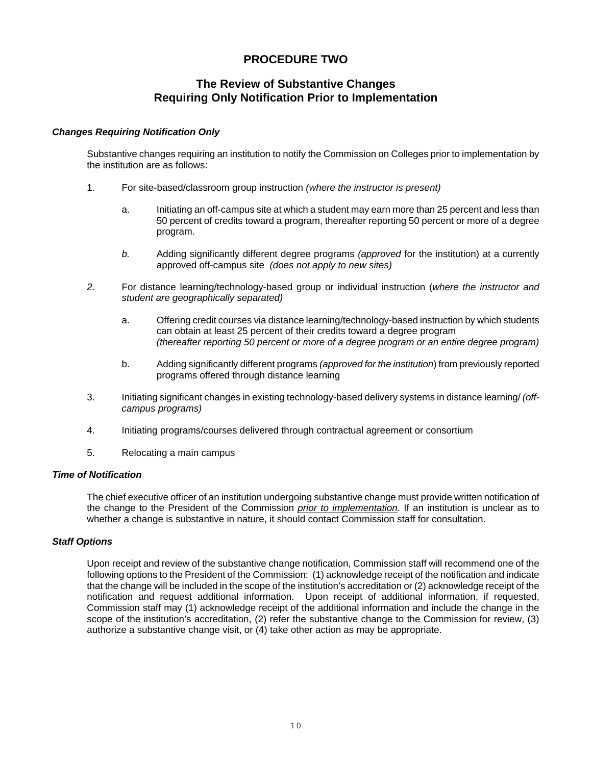# PROCEDURE TWO

## The Review of Substantive Changes Requiring Only Notification Prior to Implementation

### *Changes Requiring Notification Only*

Substantive changes requiring an institution to notify the Commission on Colleges prior to implementation by the institution are as follows:

1. For site-based/classroom group instruction *(where the instructor is present)*

   a. Initiating an off-campus site at which a student may earn more than 25 percent and less than 50 percent of credits toward a program, thereafter reporting 50 percent or more of a degree program.

   *b.* Adding significantly different degree programs *(approved* for the institution) at a currently approved off-campus site *(does not apply to new sites)*

*2.* For distance learning/technology-based group or individual instruction (*where the instructor and student are geographically separated)*

   a. Offering credit courses via distance learning/technology-based instruction by which students can obtain at least 25 percent of their credits toward a degree program *(thereafter reporting 50 percent or more of a degree program or an entire degree program)*

   b. Adding significantly different programs *(approved for the institution*) from previously reported programs offered through distance learning

3. Initiating significant changes in existing technology-based delivery systems in distance learning/ *(off-campus programs)*

4. Initiating programs/courses delivered through contractual agreement or consortium

5. Relocating a main campus

### *Time of Notification*

The chief executive officer of an institution undergoing substantive change must provide written notification of the change to the President of the Commission *prior to implementation*. If an institution is unclear as to whether a change is substantive in nature, it should contact Commission staff for consultation.

### *Staff Options*

Upon receipt and review of the substantive change notification, Commission staff will recommend one of the following options to the President of the Commission: (1) acknowledge receipt of the notification and indicate that the change will be included in the scope of the institution's accreditation or (2) acknowledge receipt of the notification and request additional information. Upon receipt of additional information, if requested, Commission staff may (1) acknowledge receipt of the additional information and include the change in the scope of the institution's accreditation, (2) refer the substantive change to the Commission for review, (3) authorize a substantive change visit, or (4) take other action as may be appropriate.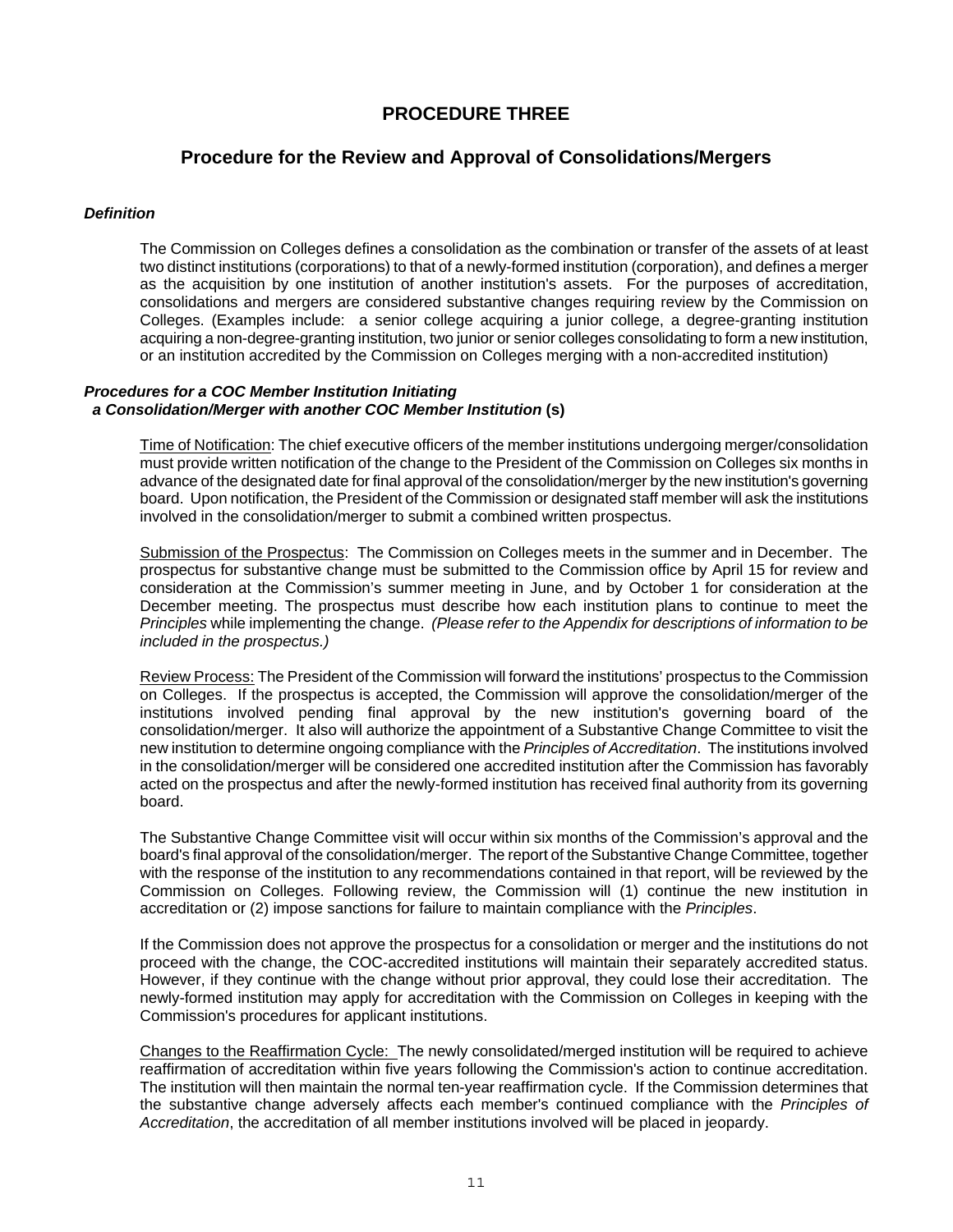# PROCEDURE THREE

## Procedure for the Review and Approval of Consolidations/Mergers

***Definition***

The Commission on Colleges defines a consolidation as the combination or transfer of the assets of at least two distinct institutions (corporations) to that of a newly-formed institution (corporation), and defines a merger as the acquisition by one institution of another institution's assets. For the purposes of accreditation, consolidations and mergers are considered substantive changes requiring review by the Commission on Colleges. (Examples include: a senior college acquiring a junior college, a degree-granting institution acquiring a non-degree-granting institution, two junior or senior colleges consolidating to form a new institution, or an institution accredited by the Commission on Colleges merging with a non-accredited institution)

***Procedures for a COC Member Institution Initiating a Consolidation/Merger with another COC Member Institution* (s)**

Time of Notification: The chief executive officers of the member institutions undergoing merger/consolidation must provide written notification of the change to the President of the Commission on Colleges six months in advance of the designated date for final approval of the consolidation/merger by the new institution's governing board. Upon notification, the President of the Commission or designated staff member will ask the institutions involved in the consolidation/merger to submit a combined written prospectus.

Submission of the Prospectus: The Commission on Colleges meets in the summer and in December. The prospectus for substantive change must be submitted to the Commission office by April 15 for review and consideration at the Commission's summer meeting in June, and by October 1 for consideration at the December meeting. The prospectus must describe how each institution plans to continue to meet the *Principles* while implementing the change. *(Please refer to the Appendix for descriptions of information to be included in the prospectus.)*

Review Process: The President of the Commission will forward the institutions' prospectus to the Commission on Colleges. If the prospectus is accepted, the Commission will approve the consolidation/merger of the institutions involved pending final approval by the new institution's governing board of the consolidation/merger. It also will authorize the appointment of a Substantive Change Committee to visit the new institution to determine ongoing compliance with the *Principles of Accreditation*. The institutions involved in the consolidation/merger will be considered one accredited institution after the Commission has favorably acted on the prospectus and after the newly-formed institution has received final authority from its governing board.

The Substantive Change Committee visit will occur within six months of the Commission's approval and the board's final approval of the consolidation/merger. The report of the Substantive Change Committee, together with the response of the institution to any recommendations contained in that report, will be reviewed by the Commission on Colleges. Following review, the Commission will (1) continue the new institution in accreditation or (2) impose sanctions for failure to maintain compliance with the *Principles*.

If the Commission does not approve the prospectus for a consolidation or merger and the institutions do not proceed with the change, the COC-accredited institutions will maintain their separately accredited status. However, if they continue with the change without prior approval, they could lose their accreditation. The newly-formed institution may apply for accreditation with the Commission on Colleges in keeping with the Commission's procedures for applicant institutions.

Changes to the Reaffirmation Cycle: The newly consolidated/merged institution will be required to achieve reaffirmation of accreditation within five years following the Commission's action to continue accreditation. The institution will then maintain the normal ten-year reaffirmation cycle. If the Commission determines that the substantive change adversely affects each member's continued compliance with the *Principles of Accreditation*, the accreditation of all member institutions involved will be placed in jeopardy.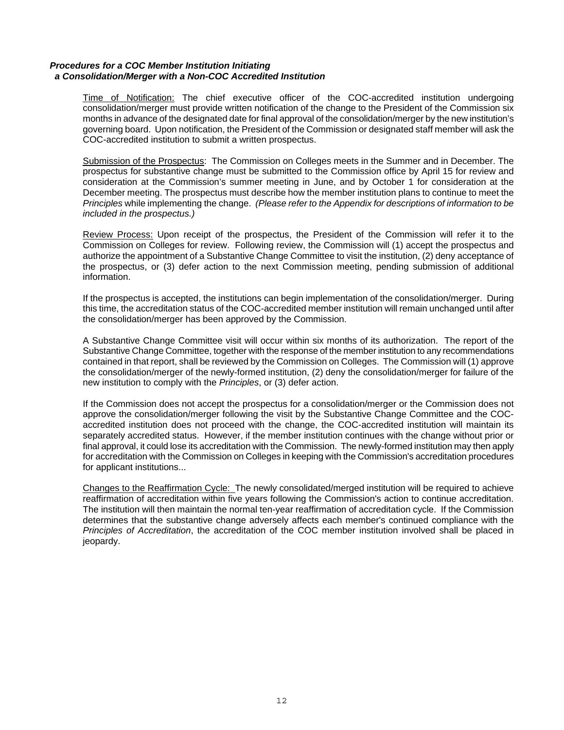***Procedures for a COC Member Institution Initiating a Consolidation/Merger with a Non-COC Accredited Institution***

Time of Notification: The chief executive officer of the COC-accredited institution undergoing consolidation/merger must provide written notification of the change to the President of the Commission six months in advance of the designated date for final approval of the consolidation/merger by the new institution's governing board. Upon notification, the President of the Commission or designated staff member will ask the COC-accredited institution to submit a written prospectus.

Submission of the Prospectus: The Commission on Colleges meets in the Summer and in December. The prospectus for substantive change must be submitted to the Commission office by April 15 for review and consideration at the Commission's summer meeting in June, and by October 1 for consideration at the December meeting. The prospectus must describe how the member institution plans to continue to meet the *Principles* while implementing the change. *(Please refer to the Appendix for descriptions of information to be included in the prospectus.)*

Review Process: Upon receipt of the prospectus, the President of the Commission will refer it to the Commission on Colleges for review. Following review, the Commission will (1) accept the prospectus and authorize the appointment of a Substantive Change Committee to visit the institution, (2) deny acceptance of the prospectus, or (3) defer action to the next Commission meeting, pending submission of additional information.

If the prospectus is accepted, the institutions can begin implementation of the consolidation/merger. During this time, the accreditation status of the COC-accredited member institution will remain unchanged until after the consolidation/merger has been approved by the Commission.

A Substantive Change Committee visit will occur within six months of its authorization. The report of the Substantive Change Committee, together with the response of the member institution to any recommendations contained in that report, shall be reviewed by the Commission on Colleges. The Commission will (1) approve the consolidation/merger of the newly-formed institution, (2) deny the consolidation/merger for failure of the new institution to comply with the *Principles*, or (3) defer action.

If the Commission does not accept the prospectus for a consolidation/merger or the Commission does not approve the consolidation/merger following the visit by the Substantive Change Committee and the COC-accredited institution does not proceed with the change, the COC-accredited institution will maintain its separately accredited status. However, if the member institution continues with the change without prior or final approval, it could lose its accreditation with the Commission. The newly-formed institution may then apply for accreditation with the Commission on Colleges in keeping with the Commission's accreditation procedures for applicant institutions...

Changes to the Reaffirmation Cycle: The newly consolidated/merged institution will be required to achieve reaffirmation of accreditation within five years following the Commission's action to continue accreditation. The institution will then maintain the normal ten-year reaffirmation of accreditation cycle. If the Commission determines that the substantive change adversely affects each member's continued compliance with the *Principles of Accreditation*, the accreditation of the COC member institution involved shall be placed in jeopardy.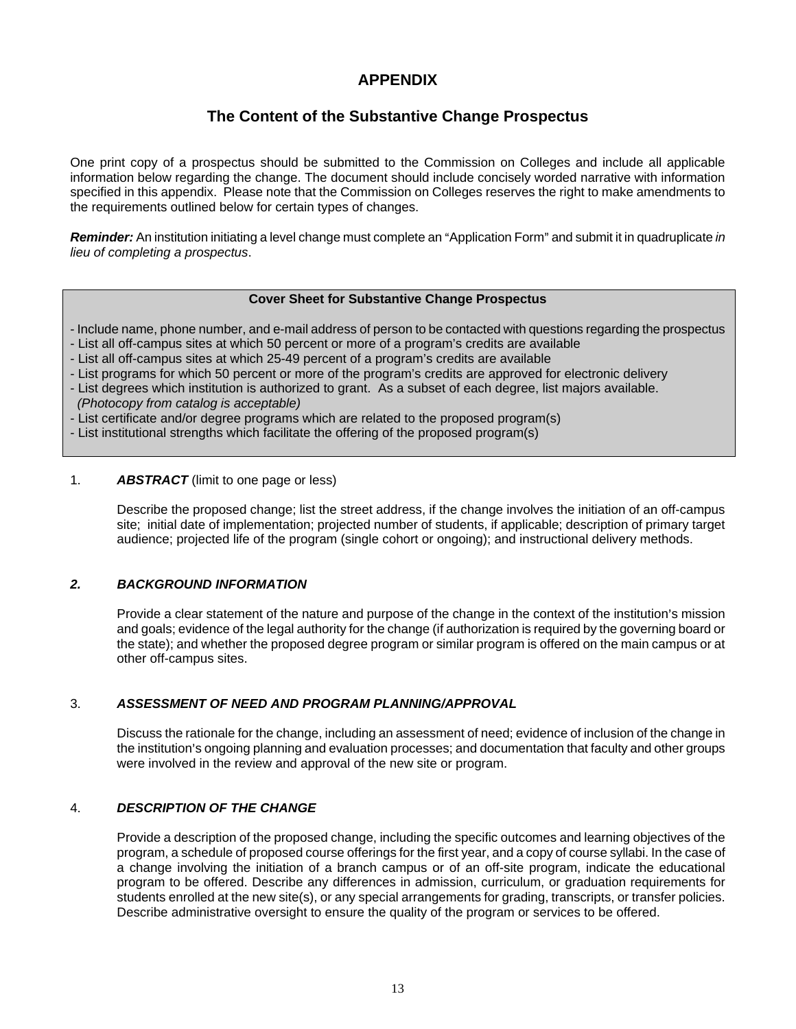# APPENDIX

## The Content of the Substantive Change Prospectus

One print copy of a prospectus should be submitted to the Commission on Colleges and include all applicable information below regarding the change. The document should include concisely worded narrative with information specified in this appendix. Please note that the Commission on Colleges reserves the right to make amendments to the requirements outlined below for certain types of changes.

***Reminder:*** An institution initiating a level change must complete an "Application Form" and submit it in quadruplicate *in lieu of completing a prospectus*.

**Cover Sheet for Substantive Change Prospectus**

- Include name, phone number, and e-mail address of person to be contacted with questions regarding the prospectus
- List all off-campus sites at which 50 percent or more of a program's credits are available
- List all off-campus sites at which 25-49 percent of a program's credits are available
- List programs for which 50 percent or more of the program's credits are approved for electronic delivery
- List degrees which institution is authorized to grant. As a subset of each degree, list majors available. *(Photocopy from catalog is acceptable)*
- List certificate and/or degree programs which are related to the proposed program(s)
- List institutional strengths which facilitate the offering of the proposed program(s)

1. ***ABSTRACT*** (limit to one page or less)

   Describe the proposed change; list the street address, if the change involves the initiation of an off-campus site; initial date of implementation; projected number of students, if applicable; description of primary target audience; projected life of the program (single cohort or ongoing); and instructional delivery methods.

2. ***BACKGROUND INFORMATION***

   Provide a clear statement of the nature and purpose of the change in the context of the institution's mission and goals; evidence of the legal authority for the change (if authorization is required by the governing board or the state); and whether the proposed degree program or similar program is offered on the main campus or at other off-campus sites.

3. ***ASSESSMENT OF NEED AND PROGRAM PLANNING/APPROVAL***

   Discuss the rationale for the change, including an assessment of need; evidence of inclusion of the change in the institution's ongoing planning and evaluation processes; and documentation that faculty and other groups were involved in the review and approval of the new site or program.

4. ***DESCRIPTION OF THE CHANGE***

   Provide a description of the proposed change, including the specific outcomes and learning objectives of the program, a schedule of proposed course offerings for the first year, and a copy of course syllabi. In the case of a change involving the initiation of a branch campus or of an off-site program, indicate the educational program to be offered. Describe any differences in admission, curriculum, or graduation requirements for students enrolled at the new site(s), or any special arrangements for grading, transcripts, or transfer policies. Describe administrative oversight to ensure the quality of the program or services to be offered.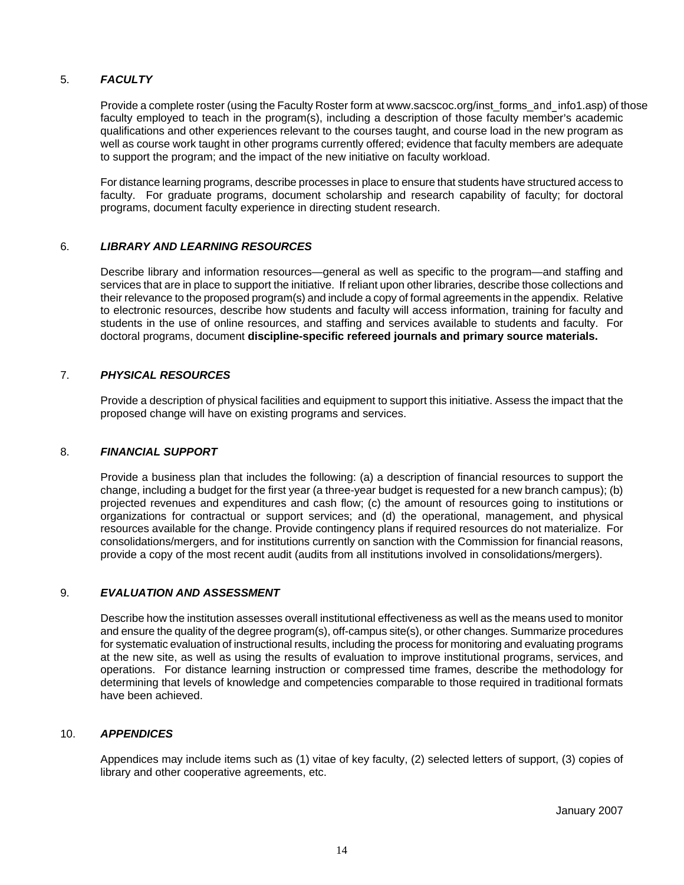5. ***FACULTY***

Provide a complete roster (using the Faculty Roster form at www.sacscoc.org/inst_forms_and_info1.asp) of those faculty employed to teach in the program(s), including a description of those faculty member's academic qualifications and other experiences relevant to the courses taught, and course load in the new program as well as course work taught in other programs currently offered; evidence that faculty members are adequate to support the program; and the impact of the new initiative on faculty workload.

For distance learning programs, describe processes in place to ensure that students have structured access to faculty. For graduate programs, document scholarship and research capability of faculty; for doctoral programs, document faculty experience in directing student research.

6. ***LIBRARY AND LEARNING RESOURCES***

Describe library and information resources—general as well as specific to the program—and staffing and services that are in place to support the initiative. If reliant upon other libraries, describe those collections and their relevance to the proposed program(s) and include a copy of formal agreements in the appendix. Relative to electronic resources, describe how students and faculty will access information, training for faculty and students in the use of online resources, and staffing and services available to students and faculty. For doctoral programs, document **discipline-specific refereed journals and primary source materials.**

7. ***PHYSICAL RESOURCES***

Provide a description of physical facilities and equipment to support this initiative. Assess the impact that the proposed change will have on existing programs and services.

8. ***FINANCIAL SUPPORT***

Provide a business plan that includes the following: (a) a description of financial resources to support the change, including a budget for the first year (a three-year budget is requested for a new branch campus); (b) projected revenues and expenditures and cash flow; (c) the amount of resources going to institutions or organizations for contractual or support services; and (d) the operational, management, and physical resources available for the change. Provide contingency plans if required resources do not materialize. For consolidations/mergers, and for institutions currently on sanction with the Commission for financial reasons, provide a copy of the most recent audit (audits from all institutions involved in consolidations/mergers).

9. ***EVALUATION AND ASSESSMENT***

Describe how the institution assesses overall institutional effectiveness as well as the means used to monitor and ensure the quality of the degree program(s), off-campus site(s), or other changes. Summarize procedures for systematic evaluation of instructional results, including the process for monitoring and evaluating programs at the new site, as well as using the results of evaluation to improve institutional programs, services, and operations. For distance learning instruction or compressed time frames, describe the methodology for determining that levels of knowledge and competencies comparable to those required in traditional formats have been achieved.

10. ***APPENDICES***

Appendices may include items such as (1) vitae of key faculty, (2) selected letters of support, (3) copies of library and other cooperative agreements, etc.

January 2007